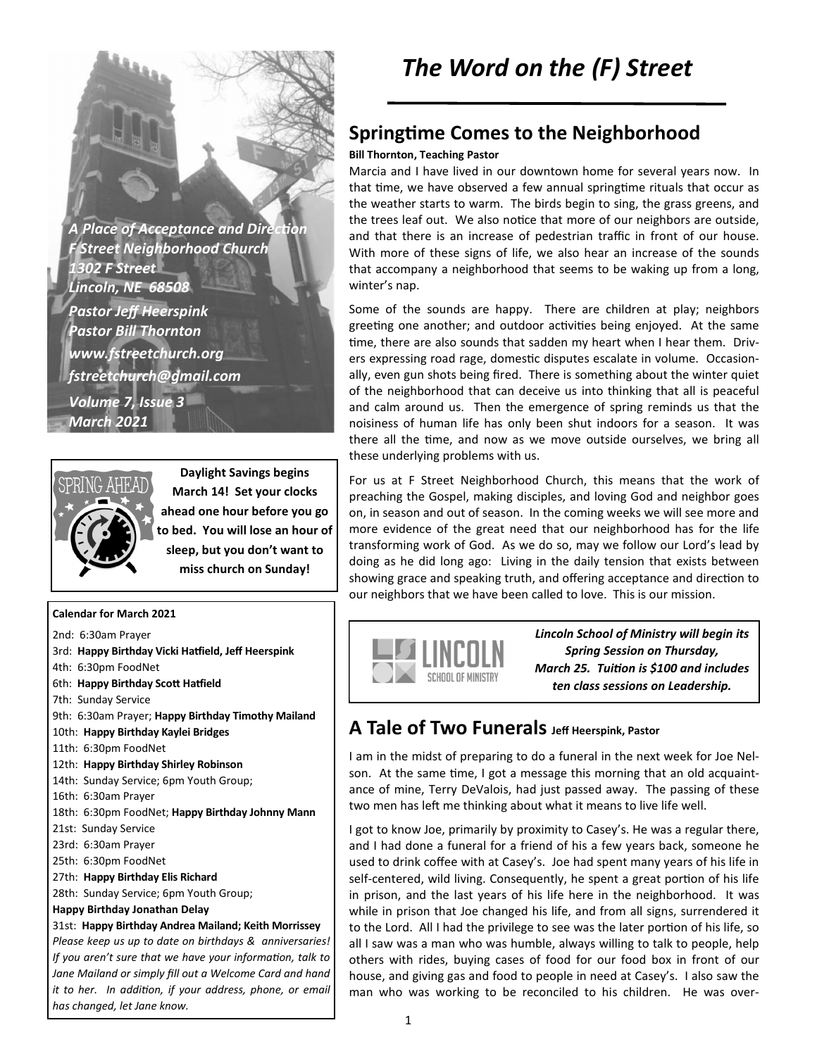*A Place of Acceptance and Direction*
*F Street Neighborhood Church*
*1302 F Street*
*Lincoln, NE 68508*
*Pastor Jeff Heerspink*
*Pastor Bill Thornton*
*www.fstreetchurch.org*
*fstreetchurch@gmail.com*
*Volume 7, Issue 3*
*March 2021*

SPRING AHEAD

**Daylight Savings begins March 14! Set your clocks ahead one hour before you go to bed. You will lose an hour of sleep, but you don't want to miss church on Sunday!**

**Calendar for March 2021**

2nd: 6:30am Prayer
3rd: **Happy Birthday Vicki Hatfield, Jeff Heerspink**
4th: 6:30pm FoodNet
6th: **Happy Birthday Scott Hatfield**
7th: Sunday Service
9th: 6:30am Prayer; **Happy Birthday Timothy Mailand**
10th: **Happy Birthday Kaylei Bridges**
11th: 6:30pm FoodNet
12th: **Happy Birthday Shirley Robinson**
14th: Sunday Service; 6pm Youth Group;
16th: 6:30am Prayer
18th: 6:30pm FoodNet; **Happy Birthday Johnny Mann**
21st: Sunday Service
23rd: 6:30am Prayer
25th: 6:30pm FoodNet
27th: **Happy Birthday Elis Richard**
28th: Sunday Service; 6pm Youth Group;
**Happy Birthday Jonathan Delay**
31st: **Happy Birthday Andrea Mailand; Keith Morrissey**

*Please keep us up to date on birthdays & anniversaries! If you aren't sure that we have your information, talk to Jane Mailand or simply fill out a Welcome Card and hand it to her. In addition, if your address, phone, or email has changed, let Jane know.*

# *The Word on the (F) Street*

## Springtime Comes to the Neighborhood

**Bill Thornton, Teaching Pastor**

Marcia and I have lived in our downtown home for several years now. In that time, we have observed a few annual springtime rituals that occur as the weather starts to warm. The birds begin to sing, the grass greens, and the trees leaf out. We also notice that more of our neighbors are outside, and that there is an increase of pedestrian traffic in front of our house. With more of these signs of life, we also hear an increase of the sounds that accompany a neighborhood that seems to be waking up from a long, winter's nap.

Some of the sounds are happy. There are children at play; neighbors greeting one another; and outdoor activities being enjoyed. At the same time, there are also sounds that sadden my heart when I hear them. Drivers expressing road rage, domestic disputes escalate in volume. Occasionally, even gun shots being fired. There is something about the winter quiet of the neighborhood that can deceive us into thinking that all is peaceful and calm around us. Then the emergence of spring reminds us that the noisiness of human life has only been shut indoors for a season. It was there all the time, and now as we move outside ourselves, we bring all these underlying problems with us.

For us at F Street Neighborhood Church, this means that the work of preaching the Gospel, making disciples, and loving God and neighbor goes on, in season and out of season. In the coming weeks we will see more and more evidence of the great need that our neighborhood has for the life transforming work of God. As we do so, may we follow our Lord's lead by doing as he did long ago: Living in the daily tension that exists between showing grace and speaking truth, and offering acceptance and direction to our neighbors that we have been called to love. This is our mission.

LINCOLN SCHOOL OF MINISTRY

***Lincoln School of Ministry will begin its Spring Session on Thursday, March 25. Tuition is $100 and includes ten class sessions on Leadership.***

## A Tale of Two Funerals **Jeff Heerspink, Pastor**

I am in the midst of preparing to do a funeral in the next week for Joe Nelson. At the same time, I got a message this morning that an old acquaintance of mine, Terry DeValois, had just passed away. The passing of these two men has left me thinking about what it means to live life well.

I got to know Joe, primarily by proximity to Casey's. He was a regular there, and I had done a funeral for a friend of his a few years back, someone he used to drink coffee with at Casey's. Joe had spent many years of his life in self-centered, wild living. Consequently, he spent a great portion of his life in prison, and the last years of his life here in the neighborhood. It was while in prison that Joe changed his life, and from all signs, surrendered it to the Lord. All I had the privilege to see was the later portion of his life, so all I saw was a man who was humble, always willing to talk to people, help others with rides, buying cases of food for our food box in front of our house, and giving gas and food to people in need at Casey's. I also saw the man who was working to be reconciled to his children. He was over-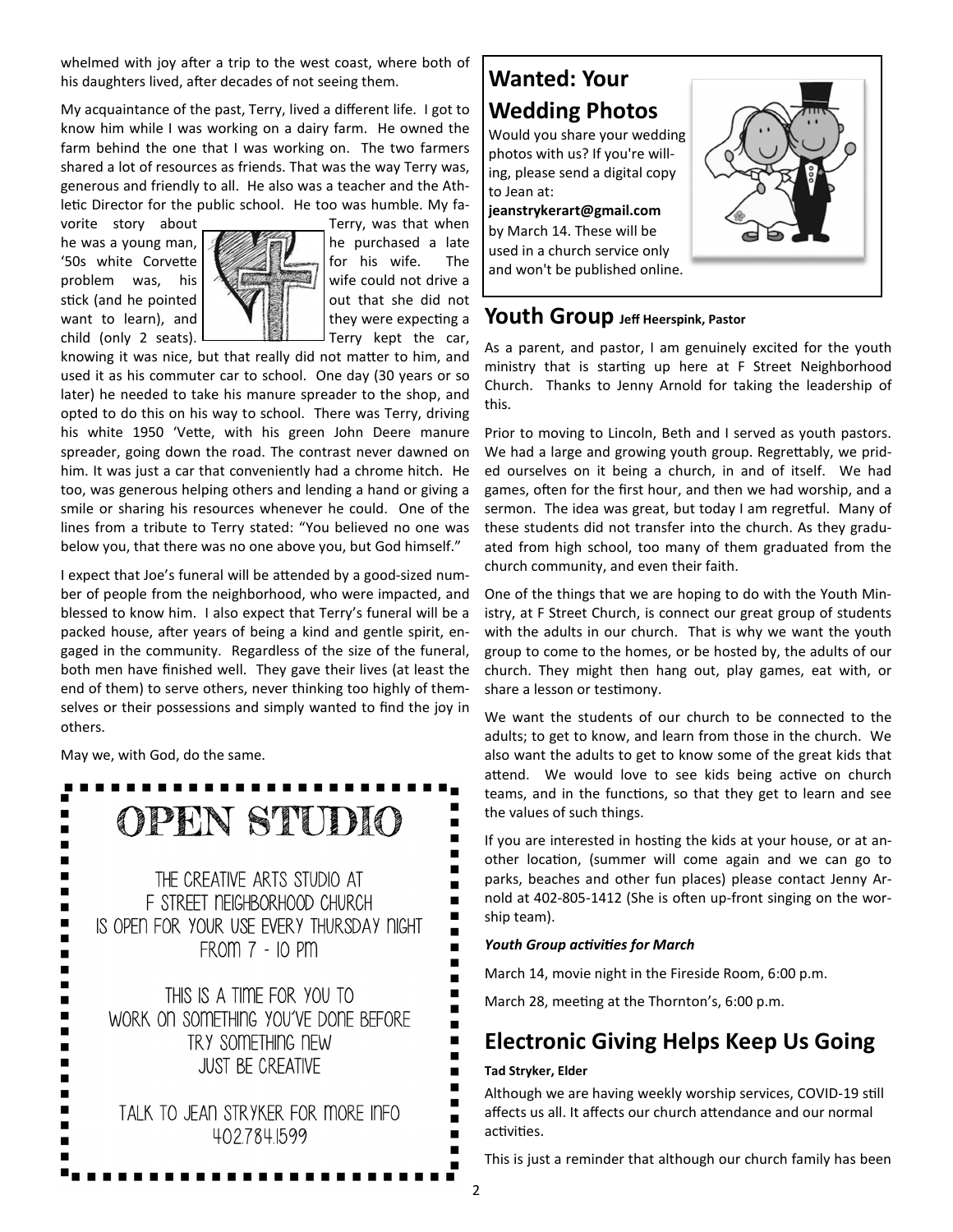whelmed with joy after a trip to the west coast, where both of his daughters lived, after decades of not seeing them.

My acquaintance of the past, Terry, lived a different life. I got to know him while I was working on a dairy farm. He owned the farm behind the one that I was working on. The two farmers shared a lot of resources as friends. That was the way Terry was, generous and friendly to all. He also was a teacher and the Athletic Director for the public school. He too was humble. My favorite story about Terry, was that when he was a young man, he purchased a late '50s white Corvette for his wife. The problem was, his wife could not drive a stick (and he pointed out that she did not want to learn), and they were expecting a child (only 2 seats). Terry kept the car, knowing it was nice, but that really did not matter to him, and used it as his commuter car to school. One day (30 years or so later) he needed to take his manure spreader to the shop, and opted to do this on his way to school. There was Terry, driving his white 1950 'Vette, with his green John Deere manure spreader, going down the road. The contrast never dawned on him. It was just a car that conveniently had a chrome hitch. He too, was generous helping others and lending a hand or giving a smile or sharing his resources whenever he could. One of the lines from a tribute to Terry stated: "You believed no one was below you, that there was no one above you, but God himself."

I expect that Joe's funeral will be attended by a good-sized number of people from the neighborhood, who were impacted, and blessed to know him. I also expect that Terry's funeral will be a packed house, after years of being a kind and gentle spirit, engaged in the community. Regardless of the size of the funeral, both men have finished well. They gave their lives (at least the end of them) to serve others, never thinking too highly of themselves or their possessions and simply wanted to find the joy in others.

May we, with God, do the same.

## OPEN STUDIO

THE CREATIVE ARTS STUDIO AT
F STREET NEIGHBORHOOD CHURCH
IS OPEN FOR YOUR USE EVERY THURSDAY NIGHT
FROM 7 - 10 PM

THIS IS A TIME FOR YOU TO
WORK ON SOMETHING YOU'VE DONE BEFORE
TRY SOMETHING NEW
JUST BE CREATIVE

TALK TO JEAN STRYKER FOR MORE INFO
402.784.1599

## Wanted: Your Wedding Photos

Would you share your wedding photos with us? If you're willing, please send a digital copy to Jean at: **jeanstrykerart@gmail.com** by March 14. These will be used in a church service only and won't be published online.

## Youth Group **Jeff Heerspink, Pastor**

As a parent, and pastor, I am genuinely excited for the youth ministry that is starting up here at F Street Neighborhood Church. Thanks to Jenny Arnold for taking the leadership of this.

Prior to moving to Lincoln, Beth and I served as youth pastors. We had a large and growing youth group. Regrettably, we prided ourselves on it being a church, in and of itself. We had games, often for the first hour, and then we had worship, and a sermon. The idea was great, but today I am regretful. Many of these students did not transfer into the church. As they graduated from high school, too many of them graduated from the church community, and even their faith.

One of the things that we are hoping to do with the Youth Ministry, at F Street Church, is connect our great group of students with the adults in our church. That is why we want the youth group to come to the homes, or be hosted by, the adults of our church. They might then hang out, play games, eat with, or share a lesson or testimony.

We want the students of our church to be connected to the adults; to get to know, and learn from those in the church. We also want the adults to get to know some of the great kids that attend. We would love to see kids being active on church teams, and in the functions, so that they get to learn and see the values of such things.

If you are interested in hosting the kids at your house, or at another location, (summer will come again and we can go to parks, beaches and other fun places) please contact Jenny Arnold at 402-805-1412 (She is often up-front singing on the worship team).

***Youth Group activities for March***

March 14, movie night in the Fireside Room, 6:00 p.m.

March 28, meeting at the Thornton's, 6:00 p.m.

## Electronic Giving Helps Keep Us Going

**Tad Stryker, Elder**

Although we are having weekly worship services, COVID-19 still affects us all. It affects our church attendance and our normal activities.

This is just a reminder that although our church family has been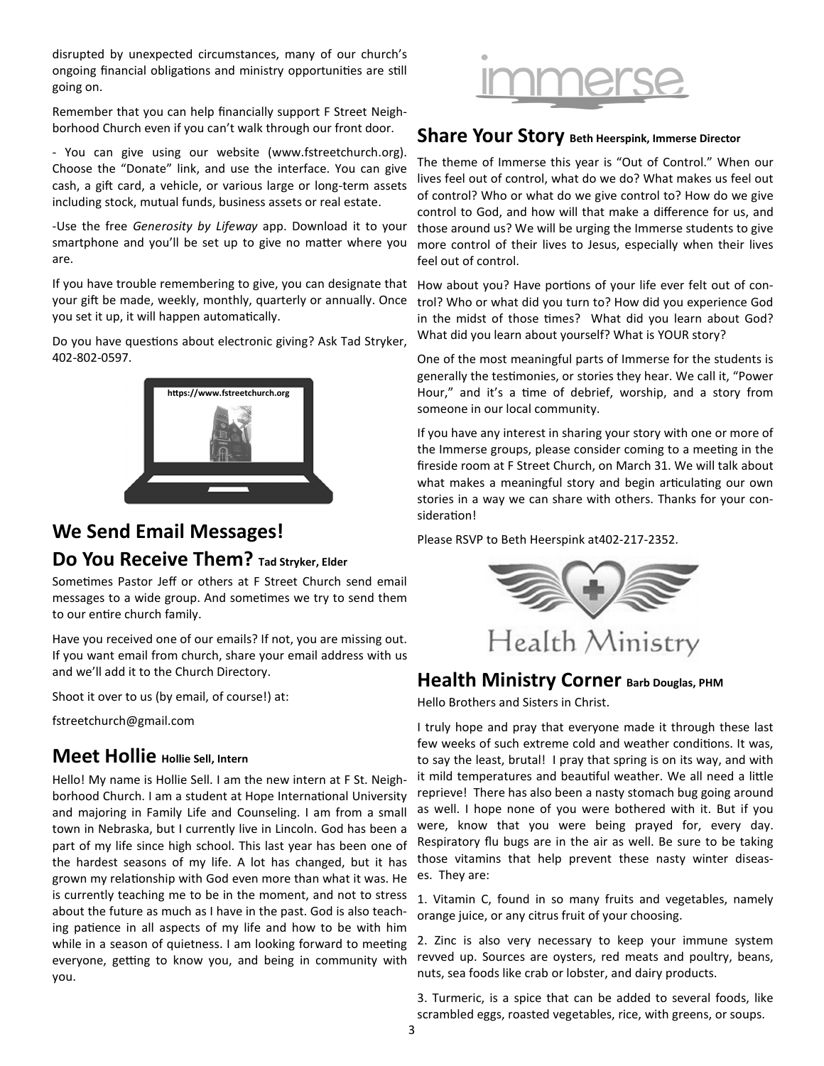disrupted by unexpected circumstances, many of our church's ongoing financial obligations and ministry opportunities are still going on.

Remember that you can help financially support F Street Neighborhood Church even if you can't walk through our front door.

- You can give using our website (www.fstreetchurch.org). Choose the "Donate" link, and use the interface. You can give cash, a gift card, a vehicle, or various large or long-term assets including stock, mutual funds, business assets or real estate.

-Use the free *Generosity by Lifeway* app. Download it to your smartphone and you'll be set up to give no matter where you are.

If you have trouble remembering to give, you can designate that your gift be made, weekly, monthly, quarterly or annually. Once you set it up, it will happen automatically.

Do you have questions about electronic giving? Ask Tad Stryker, 402-802-0597.

https://www.fstreetchurch.org

## We Send Email Messages! Do You Receive Them? Tad Stryker, Elder

Sometimes Pastor Jeff or others at F Street Church send email messages to a wide group. And sometimes we try to send them to our entire church family.

Have you received one of our emails? If not, you are missing out. If you want email from church, share your email address with us and we'll add it to the Church Directory.

Shoot it over to us (by email, of course!) at:

fstreetchurch@gmail.com

## Meet Hollie Hollie Sell, Intern

Hello! My name is Hollie Sell. I am the new intern at F St. Neighborhood Church. I am a student at Hope International University and majoring in Family Life and Counseling. I am from a small town in Nebraska, but I currently live in Lincoln. God has been a part of my life since high school. This last year has been one of the hardest seasons of my life. A lot has changed, but it has grown my relationship with God even more than what it was. He is currently teaching me to be in the moment, and not to stress about the future as much as I have in the past. God is also teaching patience in all aspects of my life and how to be with him while in a season of quietness. I am looking forward to meeting everyone, getting to know you, and being in community with you.

immerse

## Share Your Story Beth Heerspink, Immerse Director

The theme of Immerse this year is "Out of Control." When our lives feel out of control, what do we do? What makes us feel out of control? Who or what do we give control to? How do we give control to God, and how will that make a difference for us, and those around us? We will be urging the Immerse students to give more control of their lives to Jesus, especially when their lives feel out of control.

How about you? Have portions of your life ever felt out of control? Who or what did you turn to? How did you experience God in the midst of those times? What did you learn about God? What did you learn about yourself? What is YOUR story?

One of the most meaningful parts of Immerse for the students is generally the testimonies, or stories they hear. We call it, "Power Hour," and it's a time of debrief, worship, and a story from someone in our local community.

If you have any interest in sharing your story with one or more of the Immerse groups, please consider coming to a meeting in the fireside room at F Street Church, on March 31. We will talk about what makes a meaningful story and begin articulating our own stories in a way we can share with others. Thanks for your consideration!

Please RSVP to Beth Heerspink at402-217-2352.

Health Ministry

## Health Ministry Corner Barb Douglas, PHM

Hello Brothers and Sisters in Christ.

I truly hope and pray that everyone made it through these last few weeks of such extreme cold and weather conditions. It was, to say the least, brutal! I pray that spring is on its way, and with it mild temperatures and beautiful weather. We all need a little reprieve! There has also been a nasty stomach bug going around as well. I hope none of you were bothered with it. But if you were, know that you were being prayed for, every day. Respiratory flu bugs are in the air as well. Be sure to be taking those vitamins that help prevent these nasty winter diseases. They are:

1. Vitamin C, found in so many fruits and vegetables, namely orange juice, or any citrus fruit of your choosing.

2. Zinc is also very necessary to keep your immune system revved up. Sources are oysters, red meats and poultry, beans, nuts, sea foods like crab or lobster, and dairy products.

3. Turmeric, is a spice that can be added to several foods, like scrambled eggs, roasted vegetables, rice, with greens, or soups.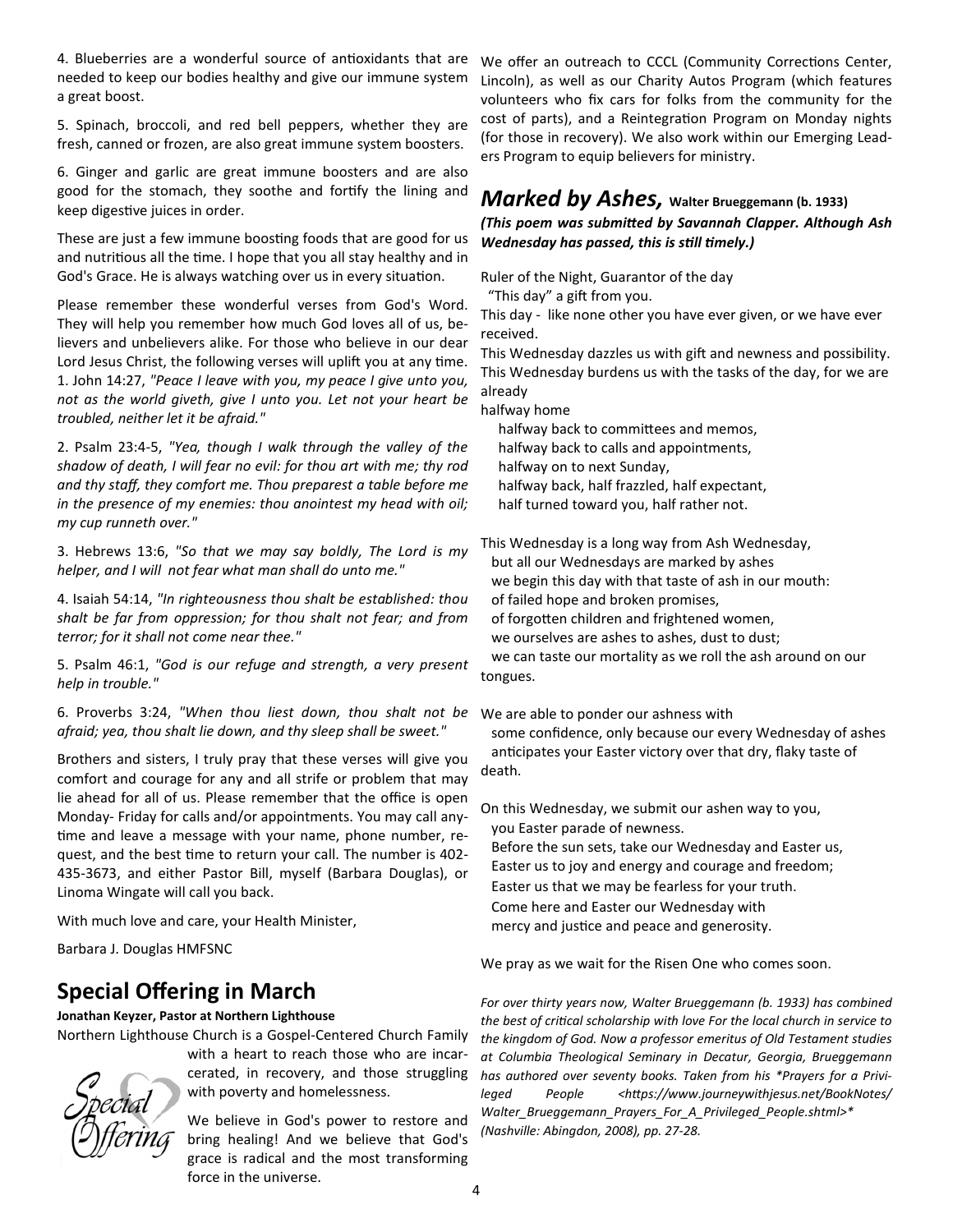4. Blueberries are a wonderful source of antioxidants that are needed to keep our bodies healthy and give our immune system a great boost.

5. Spinach, broccoli, and red bell peppers, whether they are fresh, canned or frozen, are also great immune system boosters.

6. Ginger and garlic are great immune boosters and are also good for the stomach, they soothe and fortify the lining and keep digestive juices in order.

These are just a few immune boosting foods that are good for us and nutritious all the time. I hope that you all stay healthy and in God's Grace. He is always watching over us in every situation.

Please remember these wonderful verses from God's Word. They will help you remember how much God loves all of us, believers and unbelievers alike. For those who believe in our dear Lord Jesus Christ, the following verses will uplift you at any time.

1. John 14:27, *"Peace I leave with you, my peace I give unto you, not as the world giveth, give I unto you. Let not your heart be troubled, neither let it be afraid."*

2. Psalm 23:4-5, *"Yea, though I walk through the valley of the shadow of death, I will fear no evil: for thou art with me; thy rod and thy staff, they comfort me. Thou preparest a table before me in the presence of my enemies: thou anointest my head with oil; my cup runneth over."*

3. Hebrews 13:6, *"So that we may say boldly, The Lord is my helper, and I will not fear what man shall do unto me."*

4. Isaiah 54:14, *"In righteousness thou shalt be established: thou shalt be far from oppression; for thou shalt not fear; and from terror; for it shall not come near thee."*

5. Psalm 46:1, *"God is our refuge and strength, a very present help in trouble."*

6. Proverbs 3:24, *"When thou liest down, thou shalt not be afraid; yea, thou shalt lie down, and thy sleep shall be sweet."*

Brothers and sisters, I truly pray that these verses will give you comfort and courage for any and all strife or problem that may lie ahead for all of us. Please remember that the office is open Monday- Friday for calls and/or appointments. You may call anytime and leave a message with your name, phone number, request, and the best time to return your call. The number is 402-435-3673, and either Pastor Bill, myself (Barbara Douglas), or Linoma Wingate will call you back.

With much love and care, your Health Minister,

Barbara J. Douglas HMFSNC

## Special Offering in March

**Jonathan Keyzer, Pastor at Northern Lighthouse**

Northern Lighthouse Church is a Gospel-Centered Church Family with a heart to reach those who are incarcerated, in recovery, and those struggling with poverty and homelessness.

We believe in God's power to restore and bring healing! And we believe that God's grace is radical and the most transforming force in the universe.

We offer an outreach to CCCL (Community Corrections Center, Lincoln), as well as our Charity Autos Program (which features volunteers who fix cars for folks from the community for the cost of parts), and a Reintegration Program on Monday nights (for those in recovery). We also work within our Emerging Leaders Program to equip believers for ministry.

## *Marked by Ashes,* Walter Brueggemann (b. 1933)

***(This poem was submitted by Savannah Clapper. Although Ash Wednesday has passed, this is still timely.)***

Ruler of the Night, Guarantor of the day
"This day" a gift from you.
This day - like none other you have ever given, or we have ever received.
This Wednesday dazzles us with gift and newness and possibility.
This Wednesday burdens us with the tasks of the day, for we are already
halfway home
halfway back to committees and memos,
halfway back to calls and appointments,
halfway on to next Sunday,
halfway back, half frazzled, half expectant,
half turned toward you, half rather not.

This Wednesday is a long way from Ash Wednesday,
but all our Wednesdays are marked by ashes
we begin this day with that taste of ash in our mouth:
of failed hope and broken promises,
of forgotten children and frightened women,
we ourselves are ashes to ashes, dust to dust;
we can taste our mortality as we roll the ash around on our tongues.

We are able to ponder our ashness with
some confidence, only because our every Wednesday of ashes
anticipates your Easter victory over that dry, flaky taste of death.

On this Wednesday, we submit our ashen way to you,
you Easter parade of newness.
Before the sun sets, take our Wednesday and Easter us,
Easter us to joy and energy and courage and freedom;
Easter us that we may be fearless for your truth.
Come here and Easter our Wednesday with
mercy and justice and peace and generosity.

We pray as we wait for the Risen One who comes soon.

*For over thirty years now, Walter Brueggemann (b. 1933) has combined the best of critical scholarship with love For the local church in service to the kingdom of God. Now a professor emeritus of Old Testament studies at Columbia Theological Seminary in Decatur, Georgia, Brueggemann has authored over seventy books. Taken from his *Prayers for a Privileged People <https://www.journeywithjesus.net/BookNotes/Walter_Brueggemann_Prayers_For_A_Privileged_People.shtml>* (Nashville: Abingdon, 2008), pp. 27-28.*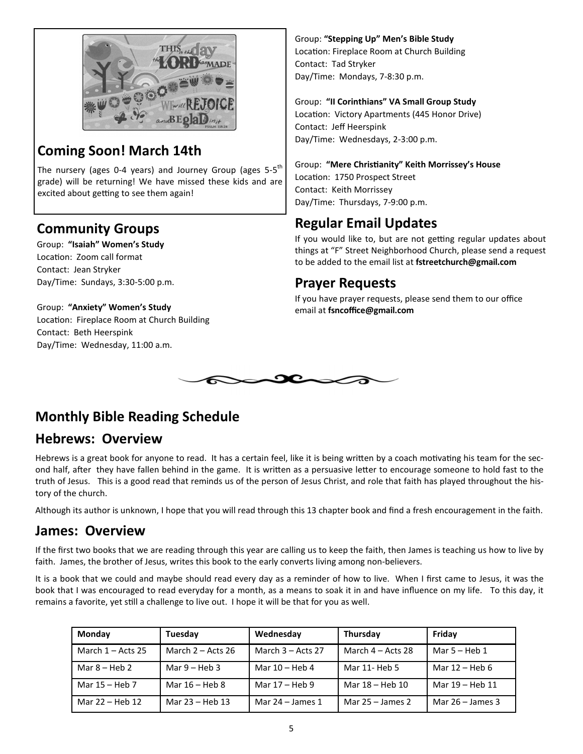## Coming Soon! March 14th

The nursery (ages 0-4 years) and Journey Group (ages 5-5th grade) will be returning! We have missed these kids and are excited about getting to see them again!

## Community Groups

Group: **"Isaiah" Women's Study**
Location: Zoom call format
Contact: Jean Stryker
Day/Time: Sundays, 3:30-5:00 p.m.

Group: **"Anxiety" Women's Study**
Location: Fireplace Room at Church Building
Contact: Beth Heerspink
Day/Time: Wednesday, 11:00 a.m.

Group: **"Stepping Up" Men's Bible Study**
Location: Fireplace Room at Church Building
Contact: Tad Stryker
Day/Time: Mondays, 7-8:30 p.m.

Group: **"II Corinthians" VA Small Group Study**
Location: Victory Apartments (445 Honor Drive)
Contact: Jeff Heerspink
Day/Time: Wednesdays, 2-3:00 p.m.

Group: **"Mere Christianity" Keith Morrissey's House**
Location: 1750 Prospect Street
Contact: Keith Morrissey
Day/Time: Thursdays, 7-9:00 p.m.

## Regular Email Updates

If you would like to, but are not getting regular updates about things at "F" Street Neighborhood Church, please send a request to be added to the email list at **fstreetchurch@gmail.com**

## Prayer Requests

If you have prayer requests, please send them to our office email at **fsncoffice@gmail.com**

## Monthly Bible Reading Schedule

## Hebrews: Overview

Hebrews is a great book for anyone to read. It has a certain feel, like it is being written by a coach motivating his team for the second half, after they have fallen behind in the game. It is written as a persuasive letter to encourage someone to hold fast to the truth of Jesus. This is a good read that reminds us of the person of Jesus Christ, and role that faith has played throughout the history of the church.

Although its author is unknown, I hope that you will read through this 13 chapter book and find a fresh encouragement in the faith.

## James: Overview

If the first two books that we are reading through this year are calling us to keep the faith, then James is teaching us how to live by faith. James, the brother of Jesus, writes this book to the early converts living among non-believers.

It is a book that we could and maybe should read every day as a reminder of how to live. When I first came to Jesus, it was the book that I was encouraged to read everyday for a month, as a means to soak it in and have influence on my life. To this day, it remains a favorite, yet still a challenge to live out. I hope it will be that for you as well.

| Monday | Tuesday | Wednesday | Thursday | Friday |
|---|---|---|---|---|
| March 1 – Acts 25 | March 2 – Acts 26 | March 3 – Acts 27 | March 4 – Acts 28 | Mar 5 – Heb 1 |
| Mar 8 – Heb 2 | Mar 9 – Heb 3 | Mar 10 – Heb 4 | Mar 11- Heb 5 | Mar 12 – Heb 6 |
| Mar 15 – Heb 7 | Mar 16 – Heb 8 | Mar 17 – Heb 9 | Mar 18 – Heb 10 | Mar 19 – Heb 11 |
| Mar 22 – Heb 12 | Mar 23 – Heb 13 | Mar 24 – James 1 | Mar 25 – James 2 | Mar 26 – James 3 |